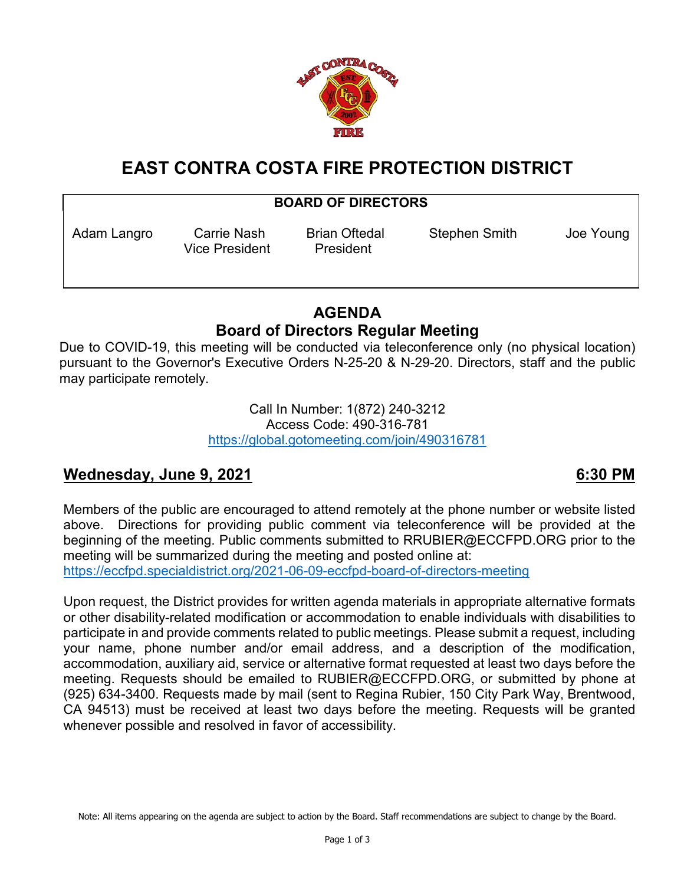# EAST CONTRA COSTA FIRE PROTECTION DISTRICT

| BOARD OF DIRECTORS | | | | |
|---|---|---|---|---|
| Adam Langro | Carrie Nash<br>Vice President | Brian Oftedal<br>President | Stephen Smith | Joe Young |

## AGENDA
## Board of Directors Regular Meeting

Due to COVID-19, this meeting will be conducted via teleconference only (no physical location) pursuant to the Governor's Executive Orders N-25-20 & N-29-20. Directors, staff and the public may participate remotely.

Call In Number: 1(872) 240-3212
Access Code: 490-316-781
https://global.gotomeeting.com/join/490316781

**Wednesday, June 9, 2021** **6:30 PM**

Members of the public are encouraged to attend remotely at the phone number or website listed above. Directions for providing public comment via teleconference will be provided at the beginning of the meeting. Public comments submitted to RRUBIER@ECCFPD.ORG prior to the meeting will be summarized during the meeting and posted online at: https://eccfpd.specialdistrict.org/2021-06-09-eccfpd-board-of-directors-meeting

Upon request, the District provides for written agenda materials in appropriate alternative formats or other disability-related modification or accommodation to enable individuals with disabilities to participate in and provide comments related to public meetings. Please submit a request, including your name, phone number and/or email address, and a description of the modification, accommodation, auxiliary aid, service or alternative format requested at least two days before the meeting. Requests should be emailed to RUBIER@ECCFPD.ORG, or submitted by phone at (925) 634-3400. Requests made by mail (sent to Regina Rubier, 150 City Park Way, Brentwood, CA 94513) must be received at least two days before the meeting. Requests will be granted whenever possible and resolved in favor of accessibility.

Note: All items appearing on the agenda are subject to action by the Board. Staff recommendations are subject to change by the Board.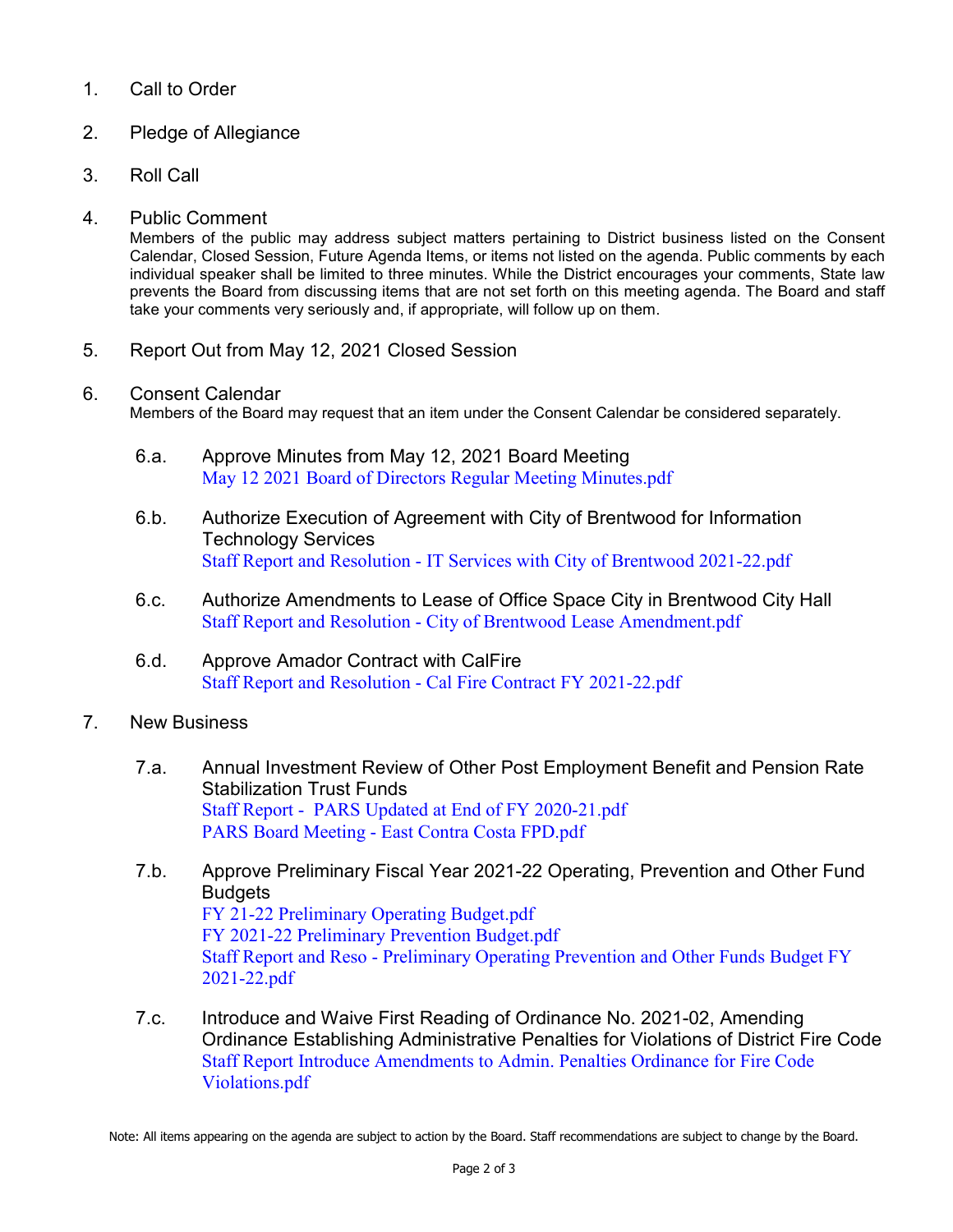1. Call to Order

2. Pledge of Allegiance

3. Roll Call

4. Public Comment
   Members of the public may address subject matters pertaining to District business listed on the Consent Calendar, Closed Session, Future Agenda Items, or items not listed on the agenda. Public comments by each individual speaker shall be limited to three minutes. While the District encourages your comments, State law prevents the Board from discussing items that are not set forth on this meeting agenda. The Board and staff take your comments very seriously and, if appropriate, will follow up on them.

5. Report Out from May 12, 2021 Closed Session

6. Consent Calendar
   Members of the Board may request that an item under the Consent Calendar be considered separately.

   6.a. Approve Minutes from May 12, 2021 Board Meeting
   May 12 2021 Board of Directors Regular Meeting Minutes.pdf

   6.b. Authorize Execution of Agreement with City of Brentwood for Information Technology Services
   Staff Report and Resolution - IT Services with City of Brentwood 2021-22.pdf

   6.c. Authorize Amendments to Lease of Office Space City in Brentwood City Hall
   Staff Report and Resolution - City of Brentwood Lease Amendment.pdf

   6.d. Approve Amador Contract with CalFire
   Staff Report and Resolution - Cal Fire Contract FY 2021-22.pdf

7. New Business

   7.a. Annual Investment Review of Other Post Employment Benefit and Pension Rate Stabilization Trust Funds
   Staff Report - PARS Updated at End of FY 2020-21.pdf
   PARS Board Meeting - East Contra Costa FPD.pdf

   7.b. Approve Preliminary Fiscal Year 2021-22 Operating, Prevention and Other Fund Budgets
   FY 21-22 Preliminary Operating Budget.pdf
   FY 2021-22 Preliminary Prevention Budget.pdf
   Staff Report and Reso - Preliminary Operating Prevention and Other Funds Budget FY 2021-22.pdf

   7.c. Introduce and Waive First Reading of Ordinance No. 2021-02, Amending Ordinance Establishing Administrative Penalties for Violations of District Fire Code
   Staff Report Introduce Amendments to Admin. Penalties Ordinance for Fire Code Violations.pdf

Note: All items appearing on the agenda are subject to action by the Board. Staff recommendations are subject to change by the Board.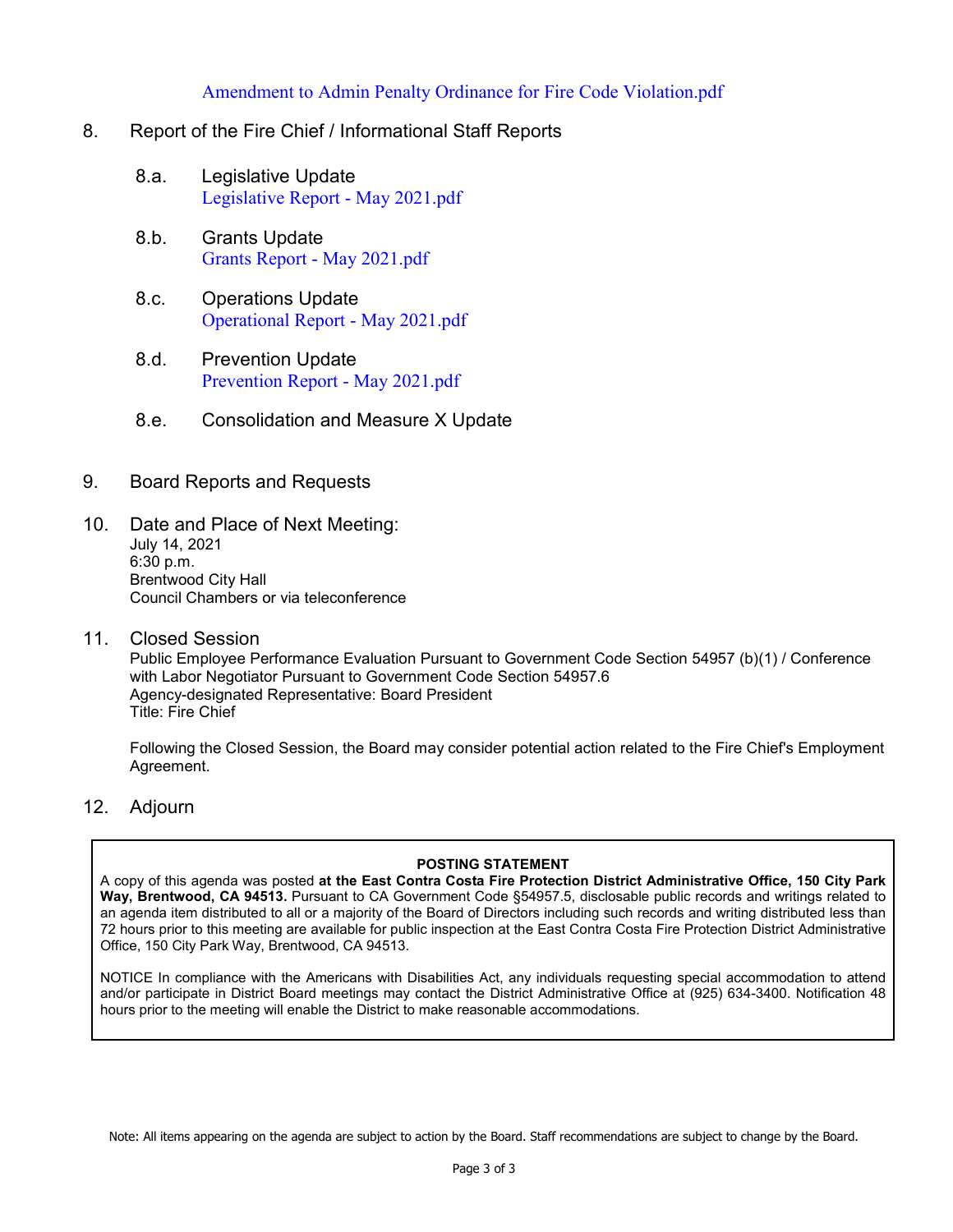Amendment to Admin Penalty Ordinance for Fire Code Violation.pdf

8. Report of the Fire Chief / Informational Staff Reports

   8.a. Legislative Update
   Legislative Report - May 2021.pdf

   8.b. Grants Update
   Grants Report - May 2021.pdf

   8.c. Operations Update
   Operational Report - May 2021.pdf

   8.d. Prevention Update
   Prevention Report - May 2021.pdf

   8.e. Consolidation and Measure X Update

9. Board Reports and Requests

10. Date and Place of Next Meeting:
    July 14, 2021
    6:30 p.m.
    Brentwood City Hall
    Council Chambers or via teleconference

11. Closed Session
    Public Employee Performance Evaluation Pursuant to Government Code Section 54957 (b)(1) / Conference with Labor Negotiator Pursuant to Government Code Section 54957.6
    Agency-designated Representative: Board President
    Title: Fire Chief

    Following the Closed Session, the Board may consider potential action related to the Fire Chief's Employment Agreement.

12. Adjourn

**POSTING STATEMENT**

A copy of this agenda was posted **at the East Contra Costa Fire Protection District Administrative Office, 150 City Park Way, Brentwood, CA 94513.** Pursuant to CA Government Code §54957.5, disclosable public records and writings related to an agenda item distributed to all or a majority of the Board of Directors including such records and writing distributed less than 72 hours prior to this meeting are available for public inspection at the East Contra Costa Fire Protection District Administrative Office, 150 City Park Way, Brentwood, CA 94513.

NOTICE In compliance with the Americans with Disabilities Act, any individuals requesting special accommodation to attend and/or participate in District Board meetings may contact the District Administrative Office at (925) 634-3400. Notification 48 hours prior to the meeting will enable the District to make reasonable accommodations.

Note: All items appearing on the agenda are subject to action by the Board. Staff recommendations are subject to change by the Board.